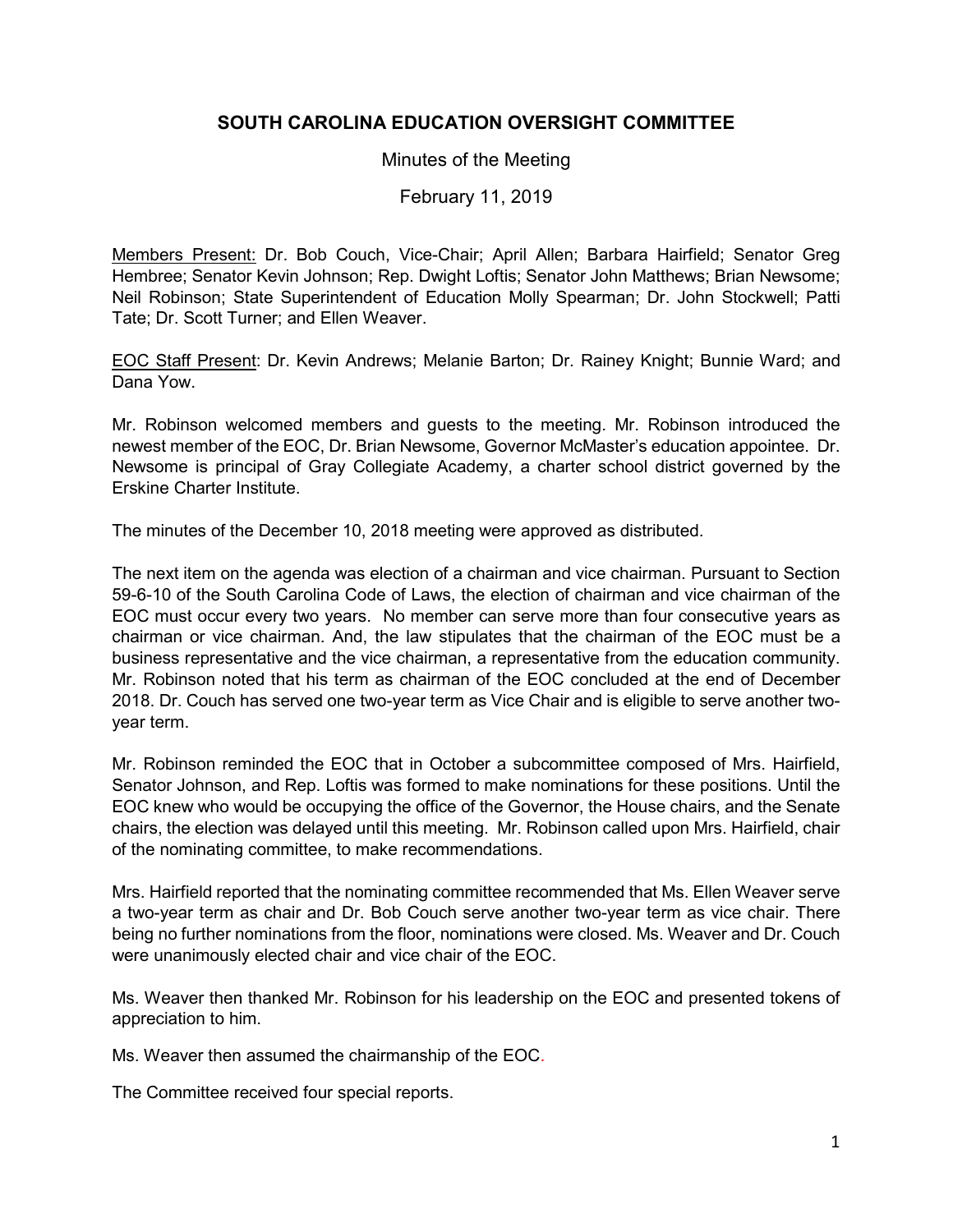# SOUTH CAROLINA EDUCATION OVERSIGHT COMMITTEE

Minutes of the Meeting

February 11, 2019

Members Present: Dr. Bob Couch, Vice-Chair; April Allen; Barbara Hairfield; Senator Greg Hembree; Senator Kevin Johnson; Rep. Dwight Loftis; Senator John Matthews; Brian Newsome; Neil Robinson; State Superintendent of Education Molly Spearman; Dr. John Stockwell; Patti Tate; Dr. Scott Turner; and Ellen Weaver.

EOC Staff Present: Dr. Kevin Andrews; Melanie Barton; Dr. Rainey Knight; Bunnie Ward; and Dana Yow.

Mr. Robinson welcomed members and guests to the meeting. Mr. Robinson introduced the newest member of the EOC, Dr. Brian Newsome, Governor McMaster's education appointee. Dr. Newsome is principal of Gray Collegiate Academy, a charter school district governed by the Erskine Charter Institute.

The minutes of the December 10, 2018 meeting were approved as distributed.

The next item on the agenda was election of a chairman and vice chairman. Pursuant to Section 59-6-10 of the South Carolina Code of Laws, the election of chairman and vice chairman of the EOC must occur every two years. No member can serve more than four consecutive years as chairman or vice chairman. And, the law stipulates that the chairman of the EOC must be a business representative and the vice chairman, a representative from the education community. Mr. Robinson noted that his term as chairman of the EOC concluded at the end of December 2018. Dr. Couch has served one two-year term as Vice Chair and is eligible to serve another two-year term.

Mr. Robinson reminded the EOC that in October a subcommittee composed of Mrs. Hairfield, Senator Johnson, and Rep. Loftis was formed to make nominations for these positions. Until the EOC knew who would be occupying the office of the Governor, the House chairs, and the Senate chairs, the election was delayed until this meeting. Mr. Robinson called upon Mrs. Hairfield, chair of the nominating committee, to make recommendations.

Mrs. Hairfield reported that the nominating committee recommended that Ms. Ellen Weaver serve a two-year term as chair and Dr. Bob Couch serve another two-year term as vice chair. There being no further nominations from the floor, nominations were closed. Ms. Weaver and Dr. Couch were unanimously elected chair and vice chair of the EOC.

Ms. Weaver then thanked Mr. Robinson for his leadership on the EOC and presented tokens of appreciation to him.

Ms. Weaver then assumed the chairmanship of the EOC.

The Committee received four special reports.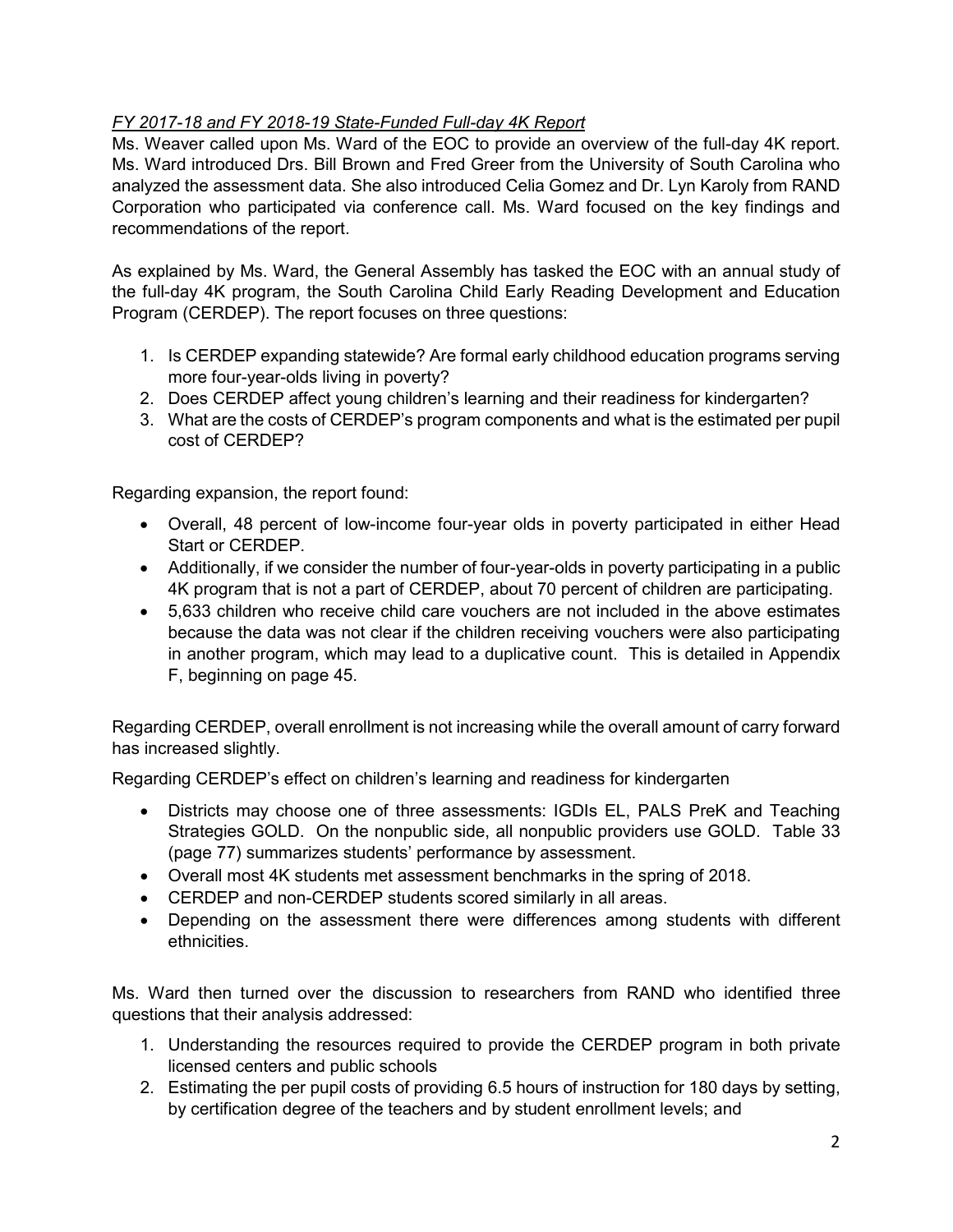*FY 2017-18 and FY 2018-19 State-Funded Full-day 4K Report*

Ms. Weaver called upon Ms. Ward of the EOC to provide an overview of the full-day 4K report. Ms. Ward introduced Drs. Bill Brown and Fred Greer from the University of South Carolina who analyzed the assessment data. She also introduced Celia Gomez and Dr. Lyn Karoly from RAND Corporation who participated via conference call. Ms. Ward focused on the key findings and recommendations of the report.

As explained by Ms. Ward, the General Assembly has tasked the EOC with an annual study of the full-day 4K program, the South Carolina Child Early Reading Development and Education Program (CERDEP). The report focuses on three questions:

1. Is CERDEP expanding statewide? Are formal early childhood education programs serving more four-year-olds living in poverty?
2. Does CERDEP affect young children's learning and their readiness for kindergarten?
3. What are the costs of CERDEP's program components and what is the estimated per pupil cost of CERDEP?

Regarding expansion, the report found:

- Overall, 48 percent of low-income four-year olds in poverty participated in either Head Start or CERDEP.
- Additionally, if we consider the number of four-year-olds in poverty participating in a public 4K program that is not a part of CERDEP, about 70 percent of children are participating.
- 5,633 children who receive child care vouchers are not included in the above estimates because the data was not clear if the children receiving vouchers were also participating in another program, which may lead to a duplicative count. This is detailed in Appendix F, beginning on page 45.

Regarding CERDEP, overall enrollment is not increasing while the overall amount of carry forward has increased slightly.

Regarding CERDEP's effect on children's learning and readiness for kindergarten

- Districts may choose one of three assessments: IGDIs EL, PALS PreK and Teaching Strategies GOLD. On the nonpublic side, all nonpublic providers use GOLD. Table 33 (page 77) summarizes students' performance by assessment.
- Overall most 4K students met assessment benchmarks in the spring of 2018.
- CERDEP and non-CERDEP students scored similarly in all areas.
- Depending on the assessment there were differences among students with different ethnicities.

Ms. Ward then turned over the discussion to researchers from RAND who identified three questions that their analysis addressed:

1. Understanding the resources required to provide the CERDEP program in both private licensed centers and public schools
2. Estimating the per pupil costs of providing 6.5 hours of instruction for 180 days by setting, by certification degree of the teachers and by student enrollment levels; and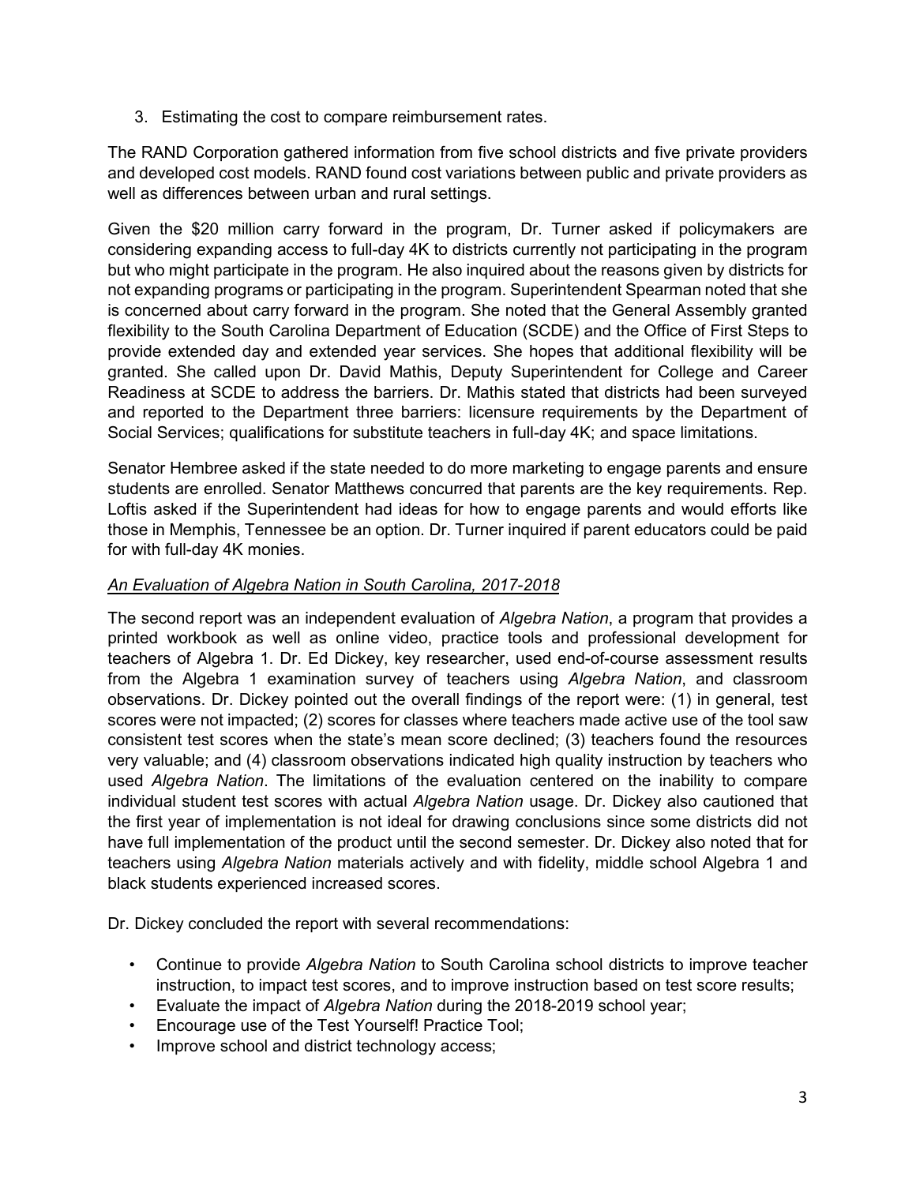3. Estimating the cost to compare reimbursement rates.

The RAND Corporation gathered information from five school districts and five private providers and developed cost models. RAND found cost variations between public and private providers as well as differences between urban and rural settings.

Given the $20 million carry forward in the program, Dr. Turner asked if policymakers are considering expanding access to full-day 4K to districts currently not participating in the program but who might participate in the program. He also inquired about the reasons given by districts for not expanding programs or participating in the program. Superintendent Spearman noted that she is concerned about carry forward in the program. She noted that the General Assembly granted flexibility to the South Carolina Department of Education (SCDE) and the Office of First Steps to provide extended day and extended year services. She hopes that additional flexibility will be granted. She called upon Dr. David Mathis, Deputy Superintendent for College and Career Readiness at SCDE to address the barriers. Dr. Mathis stated that districts had been surveyed and reported to the Department three barriers: licensure requirements by the Department of Social Services; qualifications for substitute teachers in full-day 4K; and space limitations.

Senator Hembree asked if the state needed to do more marketing to engage parents and ensure students are enrolled. Senator Matthews concurred that parents are the key requirements. Rep. Loftis asked if the Superintendent had ideas for how to engage parents and would efforts like those in Memphis, Tennessee be an option. Dr. Turner inquired if parent educators could be paid for with full-day 4K monies.

*An Evaluation of Algebra Nation in South Carolina, 2017-2018*

The second report was an independent evaluation of *Algebra Nation*, a program that provides a printed workbook as well as online video, practice tools and professional development for teachers of Algebra 1. Dr. Ed Dickey, key researcher, used end-of-course assessment results from the Algebra 1 examination survey of teachers using *Algebra Nation*, and classroom observations. Dr. Dickey pointed out the overall findings of the report were: (1) in general, test scores were not impacted; (2) scores for classes where teachers made active use of the tool saw consistent test scores when the state's mean score declined; (3) teachers found the resources very valuable; and (4) classroom observations indicated high quality instruction by teachers who used *Algebra Nation*. The limitations of the evaluation centered on the inability to compare individual student test scores with actual *Algebra Nation* usage. Dr. Dickey also cautioned that the first year of implementation is not ideal for drawing conclusions since some districts did not have full implementation of the product until the second semester. Dr. Dickey also noted that for teachers using *Algebra Nation* materials actively and with fidelity, middle school Algebra 1 and black students experienced increased scores.

Dr. Dickey concluded the report with several recommendations:

- Continue to provide *Algebra Nation* to South Carolina school districts to improve teacher instruction, to impact test scores, and to improve instruction based on test score results;
- Evaluate the impact of *Algebra Nation* during the 2018-2019 school year;
- Encourage use of the Test Yourself! Practice Tool;
- Improve school and district technology access;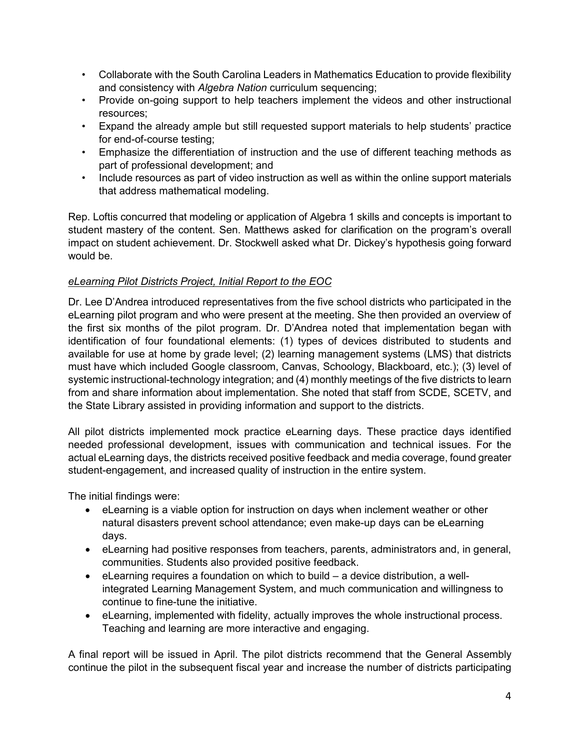- Collaborate with the South Carolina Leaders in Mathematics Education to provide flexibility and consistency with *Algebra Nation* curriculum sequencing;
- Provide on-going support to help teachers implement the videos and other instructional resources;
- Expand the already ample but still requested support materials to help students' practice for end-of-course testing;
- Emphasize the differentiation of instruction and the use of different teaching methods as part of professional development; and
- Include resources as part of video instruction as well as within the online support materials that address mathematical modeling.

Rep. Loftis concurred that modeling or application of Algebra 1 skills and concepts is important to student mastery of the content. Sen. Matthews asked for clarification on the program's overall impact on student achievement. Dr. Stockwell asked what Dr. Dickey's hypothesis going forward would be.

*eLearning Pilot Districts Project, Initial Report to the EOC*

Dr. Lee D'Andrea introduced representatives from the five school districts who participated in the eLearning pilot program and who were present at the meeting. She then provided an overview of the first six months of the pilot program. Dr. D'Andrea noted that implementation began with identification of four foundational elements: (1) types of devices distributed to students and available for use at home by grade level; (2) learning management systems (LMS) that districts must have which included Google classroom, Canvas, Schoology, Blackboard, etc.); (3) level of systemic instructional-technology integration; and (4) monthly meetings of the five districts to learn from and share information about implementation. She noted that staff from SCDE, SCETV, and the State Library assisted in providing information and support to the districts.

All pilot districts implemented mock practice eLearning days. These practice days identified needed professional development, issues with communication and technical issues. For the actual eLearning days, the districts received positive feedback and media coverage, found greater student-engagement, and increased quality of instruction in the entire system.

The initial findings were:

- eLearning is a viable option for instruction on days when inclement weather or other natural disasters prevent school attendance; even make-up days can be eLearning days.
- eLearning had positive responses from teachers, parents, administrators and, in general, communities. Students also provided positive feedback.
- eLearning requires a foundation on which to build – a device distribution, a well-integrated Learning Management System, and much communication and willingness to continue to fine-tune the initiative.
- eLearning, implemented with fidelity, actually improves the whole instructional process. Teaching and learning are more interactive and engaging.

A final report will be issued in April. The pilot districts recommend that the General Assembly continue the pilot in the subsequent fiscal year and increase the number of districts participating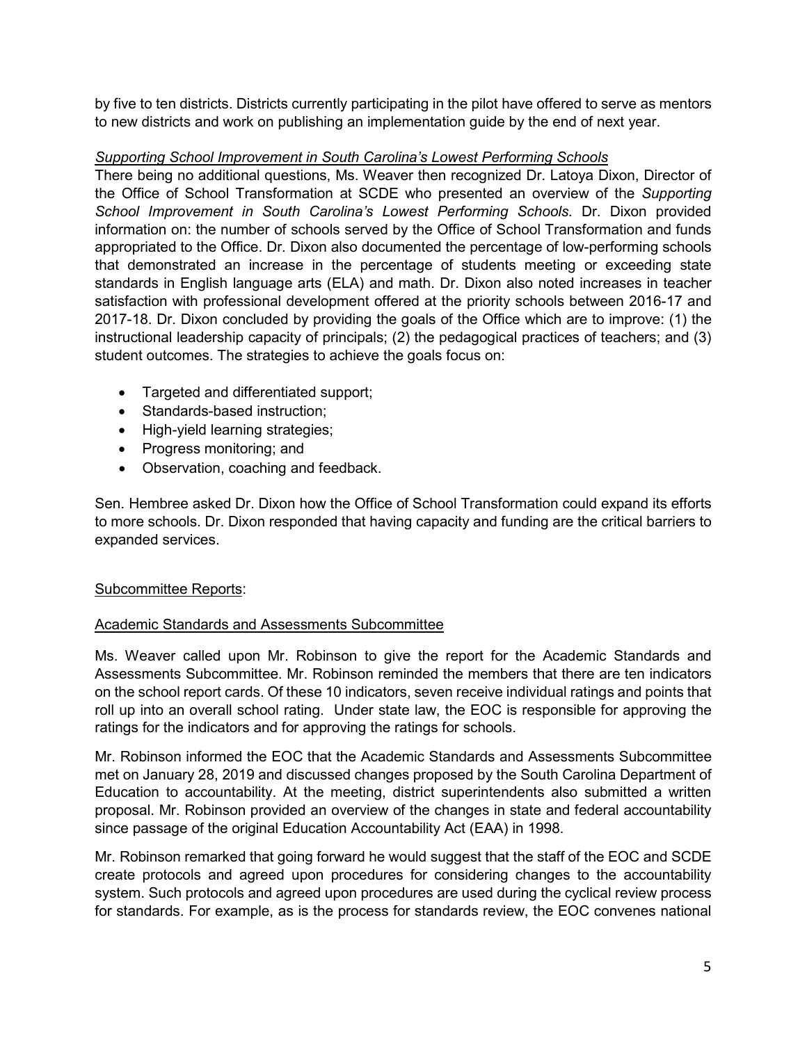by five to ten districts. Districts currently participating in the pilot have offered to serve as mentors to new districts and work on publishing an implementation guide by the end of next year.

*Supporting School Improvement in South Carolina's Lowest Performing Schools*

There being no additional questions, Ms. Weaver then recognized Dr. Latoya Dixon, Director of the Office of School Transformation at SCDE who presented an overview of the *Supporting School Improvement in South Carolina's Lowest Performing Schools*. Dr. Dixon provided information on: the number of schools served by the Office of School Transformation and funds appropriated to the Office. Dr. Dixon also documented the percentage of low-performing schools that demonstrated an increase in the percentage of students meeting or exceeding state standards in English language arts (ELA) and math. Dr. Dixon also noted increases in teacher satisfaction with professional development offered at the priority schools between 2016-17 and 2017-18. Dr. Dixon concluded by providing the goals of the Office which are to improve: (1) the instructional leadership capacity of principals; (2) the pedagogical practices of teachers; and (3) student outcomes. The strategies to achieve the goals focus on:

- Targeted and differentiated support;
- Standards-based instruction;
- High-yield learning strategies;
- Progress monitoring; and
- Observation, coaching and feedback.

Sen. Hembree asked Dr. Dixon how the Office of School Transformation could expand its efforts to more schools. Dr. Dixon responded that having capacity and funding are the critical barriers to expanded services.

Subcommittee Reports:

Academic Standards and Assessments Subcommittee

Ms. Weaver called upon Mr. Robinson to give the report for the Academic Standards and Assessments Subcommittee. Mr. Robinson reminded the members that there are ten indicators on the school report cards. Of these 10 indicators, seven receive individual ratings and points that roll up into an overall school rating. Under state law, the EOC is responsible for approving the ratings for the indicators and for approving the ratings for schools.

Mr. Robinson informed the EOC that the Academic Standards and Assessments Subcommittee met on January 28, 2019 and discussed changes proposed by the South Carolina Department of Education to accountability. At the meeting, district superintendents also submitted a written proposal. Mr. Robinson provided an overview of the changes in state and federal accountability since passage of the original Education Accountability Act (EAA) in 1998.

Mr. Robinson remarked that going forward he would suggest that the staff of the EOC and SCDE create protocols and agreed upon procedures for considering changes to the accountability system. Such protocols and agreed upon procedures are used during the cyclical review process for standards. For example, as is the process for standards review, the EOC convenes national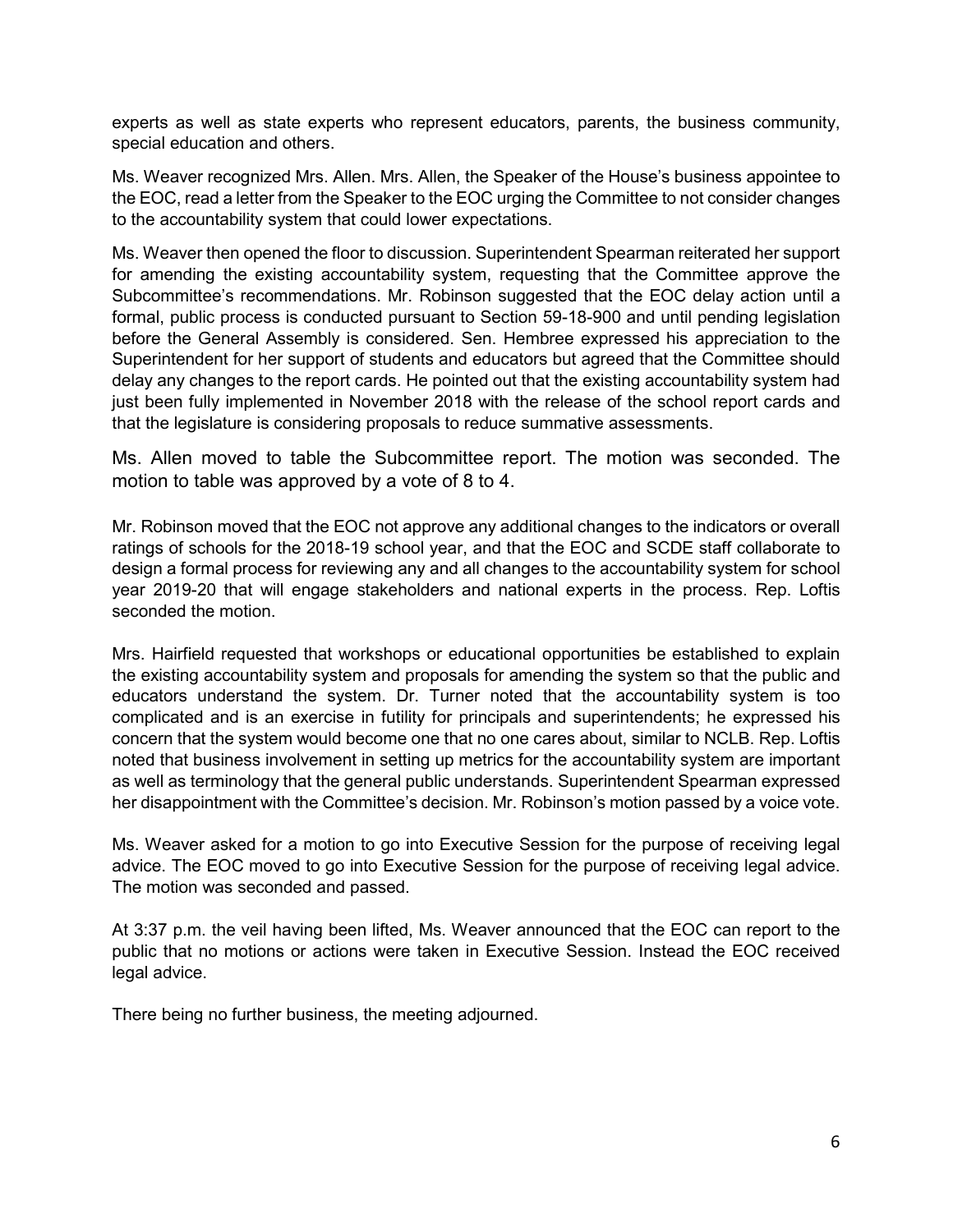experts as well as state experts who represent educators, parents, the business community, special education and others.

Ms. Weaver recognized Mrs. Allen. Mrs. Allen, the Speaker of the House's business appointee to the EOC, read a letter from the Speaker to the EOC urging the Committee to not consider changes to the accountability system that could lower expectations.

Ms. Weaver then opened the floor to discussion. Superintendent Spearman reiterated her support for amending the existing accountability system, requesting that the Committee approve the Subcommittee's recommendations. Mr. Robinson suggested that the EOC delay action until a formal, public process is conducted pursuant to Section 59-18-900 and until pending legislation before the General Assembly is considered. Sen. Hembree expressed his appreciation to the Superintendent for her support of students and educators but agreed that the Committee should delay any changes to the report cards. He pointed out that the existing accountability system had just been fully implemented in November 2018 with the release of the school report cards and that the legislature is considering proposals to reduce summative assessments.

Ms. Allen moved to table the Subcommittee report. The motion was seconded. The motion to table was approved by a vote of 8 to 4.

Mr. Robinson moved that the EOC not approve any additional changes to the indicators or overall ratings of schools for the 2018-19 school year, and that the EOC and SCDE staff collaborate to design a formal process for reviewing any and all changes to the accountability system for school year 2019-20 that will engage stakeholders and national experts in the process. Rep. Loftis seconded the motion.

Mrs. Hairfield requested that workshops or educational opportunities be established to explain the existing accountability system and proposals for amending the system so that the public and educators understand the system. Dr. Turner noted that the accountability system is too complicated and is an exercise in futility for principals and superintendents; he expressed his concern that the system would become one that no one cares about, similar to NCLB. Rep. Loftis noted that business involvement in setting up metrics for the accountability system are important as well as terminology that the general public understands. Superintendent Spearman expressed her disappointment with the Committee's decision. Mr. Robinson's motion passed by a voice vote.

Ms. Weaver asked for a motion to go into Executive Session for the purpose of receiving legal advice. The EOC moved to go into Executive Session for the purpose of receiving legal advice. The motion was seconded and passed.

At 3:37 p.m. the veil having been lifted, Ms. Weaver announced that the EOC can report to the public that no motions or actions were taken in Executive Session. Instead the EOC received legal advice.

There being no further business, the meeting adjourned.